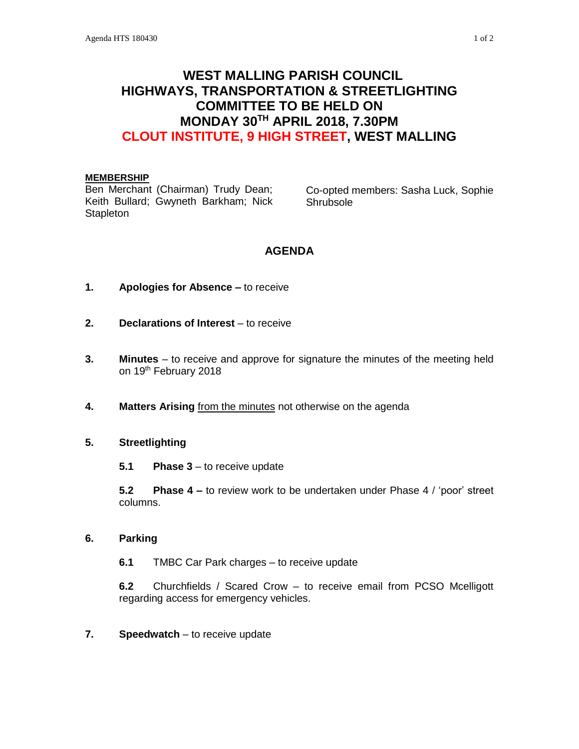# WEST MALLING PARISH COUNCIL
# HIGHWAYS, TRANSPORTATION & STREETLIGHTING COMMITTEE TO BE HELD ON MONDAY 30TH APRIL 2018, 7.30PM
# CLOUT INSTITUTE, 9 HIGH STREET, WEST MALLING

**MEMBERSHIP**

Ben Merchant (Chairman) Trudy Dean; Keith Bullard; Gwyneth Barkham; Nick Stapleton

Co-opted members: Sasha Luck, Sophie Shrubsole

## AGENDA

**1. Apologies for Absence –** to receive

**2. Declarations of Interest** – to receive

**3. Minutes** – to receive and approve for signature the minutes of the meeting held on 19th February 2018

**4. Matters Arising** from the minutes not otherwise on the agenda

**5. Streetlighting**

**5.1 Phase 3** – to receive update

**5.2 Phase 4 –** to review work to be undertaken under Phase 4 / 'poor' street columns.

**6. Parking**

**6.1** TMBC Car Park charges – to receive update

**6.2** Churchfields / Scared Crow – to receive email from PCSO Mcelligott regarding access for emergency vehicles.

**7. Speedwatch** – to receive update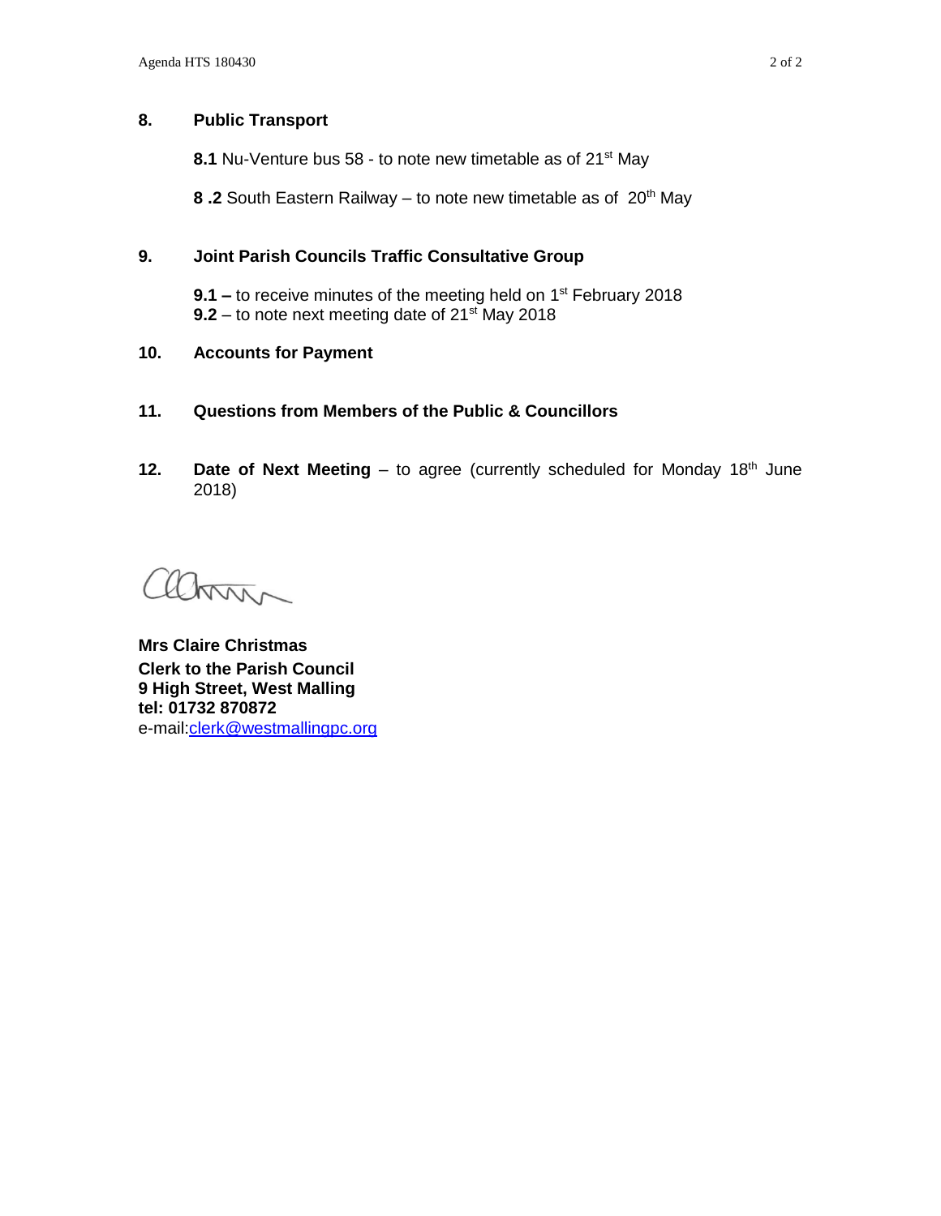**8. Public Transport**

**8.1** Nu-Venture bus 58 - to note new timetable as of 21st May

**8 .2** South Eastern Railway – to note new timetable as of 20th May

**9. Joint Parish Councils Traffic Consultative Group**

**9.1 –** to receive minutes of the meeting held on 1st February 2018
**9.2** – to note next meeting date of 21st May 2018

**10. Accounts for Payment**

**11. Questions from Members of the Public & Councillors**

**12. Date of Next Meeting** – to agree (currently scheduled for Monday 18th June 2018)

**Mrs Claire Christmas**
**Clerk to the Parish Council**
**9 High Street, West Malling**
**tel: 01732 870872**
e-mail:clerk@westmallingpc.org